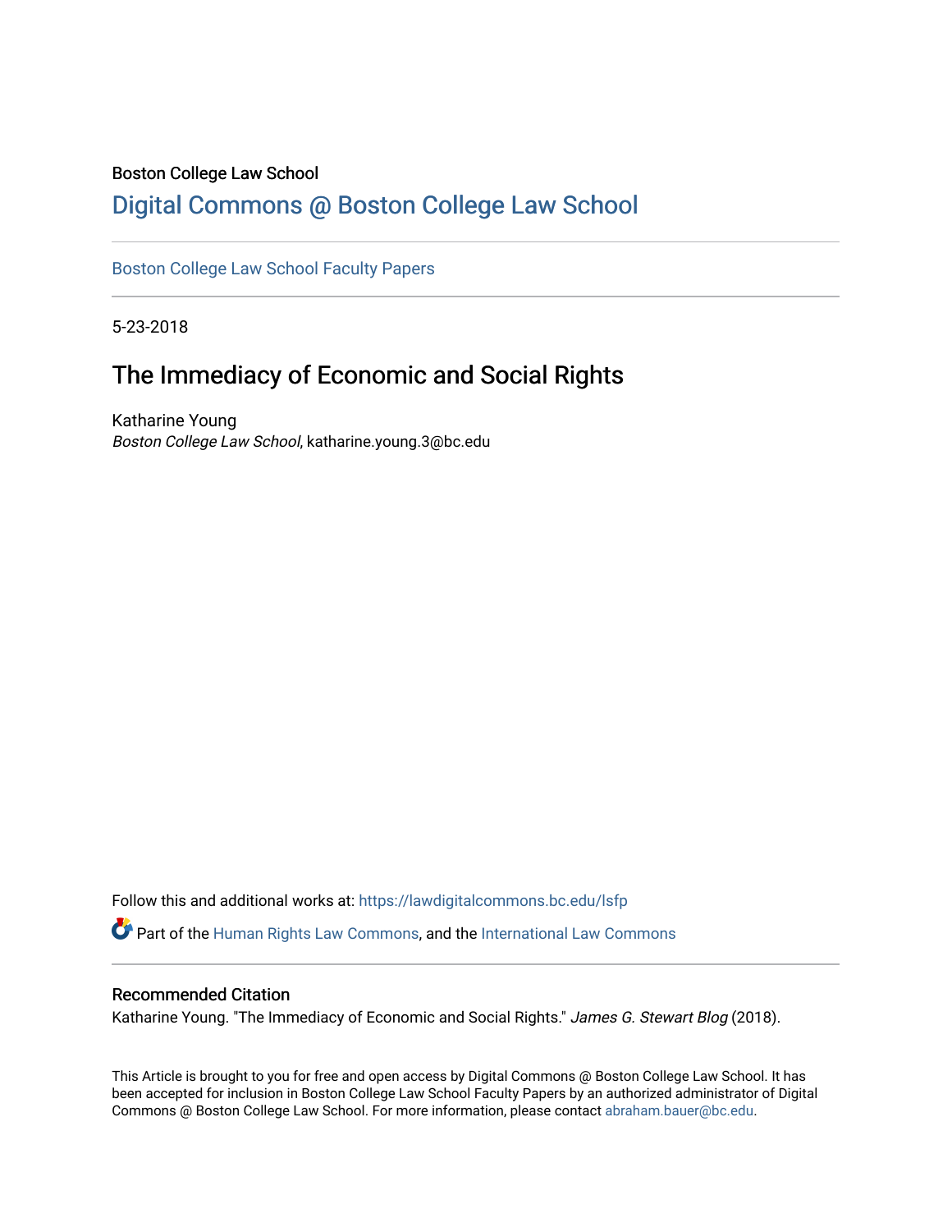Boston College Law School

# Digital Commons @ Boston College Law School

Boston College Law School Faculty Papers

5-23-2018

## The Immediacy of Economic and Social Rights

Katharine Young
*Boston College Law School*, katharine.young.3@bc.edu

Follow this and additional works at: https://lawdigitalcommons.bc.edu/lsfp

Part of the Human Rights Law Commons, and the International Law Commons

### Recommended Citation

Katharine Young. "The Immediacy of Economic and Social Rights." *James G. Stewart Blog* (2018).

This Article is brought to you for free and open access by Digital Commons @ Boston College Law School. It has been accepted for inclusion in Boston College Law School Faculty Papers by an authorized administrator of Digital Commons @ Boston College Law School. For more information, please contact abraham.bauer@bc.edu.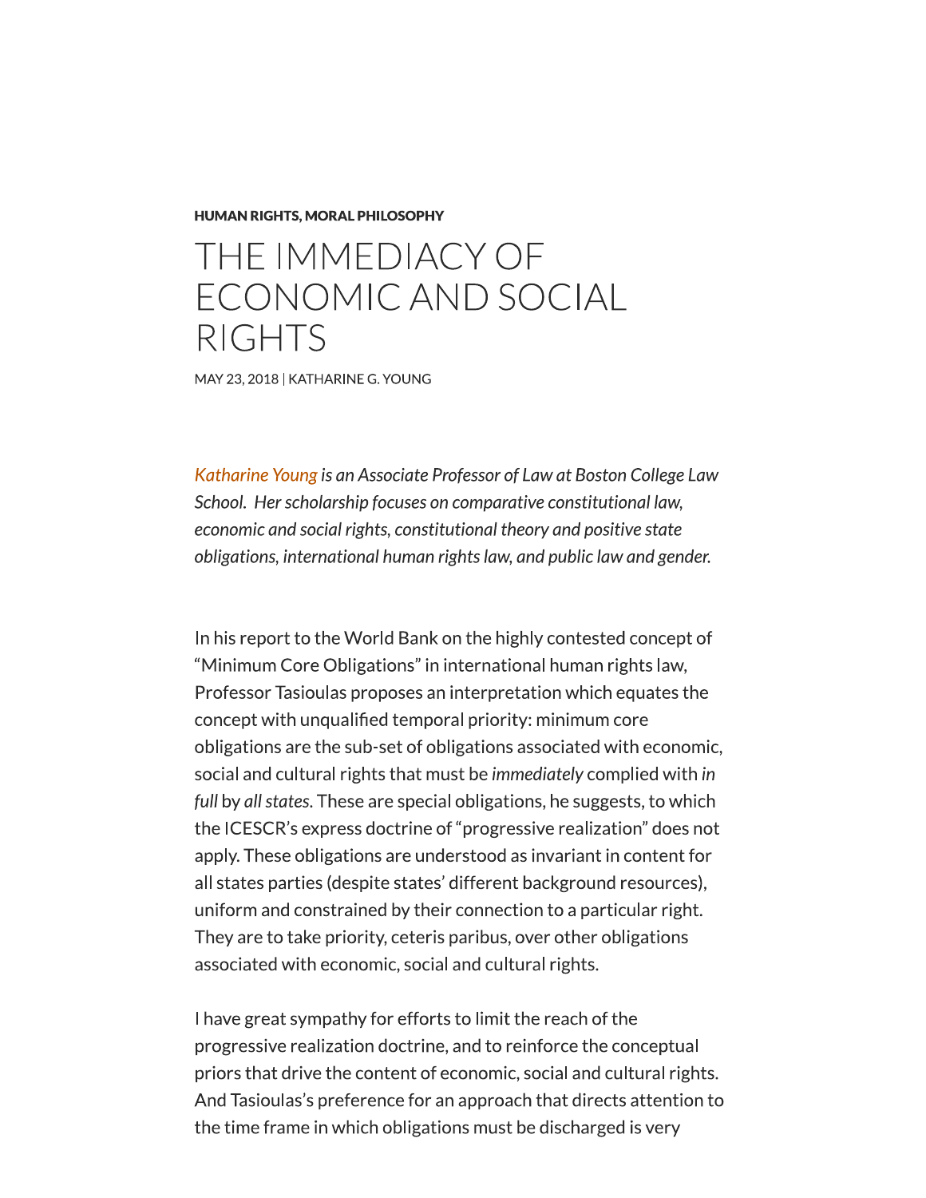**HUMAN RIGHTS, MORAL PHILOSOPHY**

# THE IMMEDIACY OF ECONOMIC AND SOCIAL RIGHTS

MAY 23, 2018 | KATHARINE G. YOUNG

*Katharine Young is an Associate Professor of Law at Boston College Law School. Her scholarship focuses on comparative constitutional law, economic and social rights, constitutional theory and positive state obligations, international human rights law, and public law and gender.*

In his report to the World Bank on the highly contested concept of "Minimum Core Obligations" in international human rights law, Professor Tasioulas proposes an interpretation which equates the concept with unqualified temporal priority: minimum core obligations are the sub-set of obligations associated with economic, social and cultural rights that must be *immediately* complied with *in full* by *all states*. These are special obligations, he suggests, to which the ICESCR's express doctrine of "progressive realization" does not apply. These obligations are understood as invariant in content for all states parties (despite states' different background resources), uniform and constrained by their connection to a particular right. They are to take priority, ceteris paribus, over other obligations associated with economic, social and cultural rights.

I have great sympathy for efforts to limit the reach of the progressive realization doctrine, and to reinforce the conceptual priors that drive the content of economic, social and cultural rights. And Tasioulas's preference for an approach that directs attention to the time frame in which obligations must be discharged is very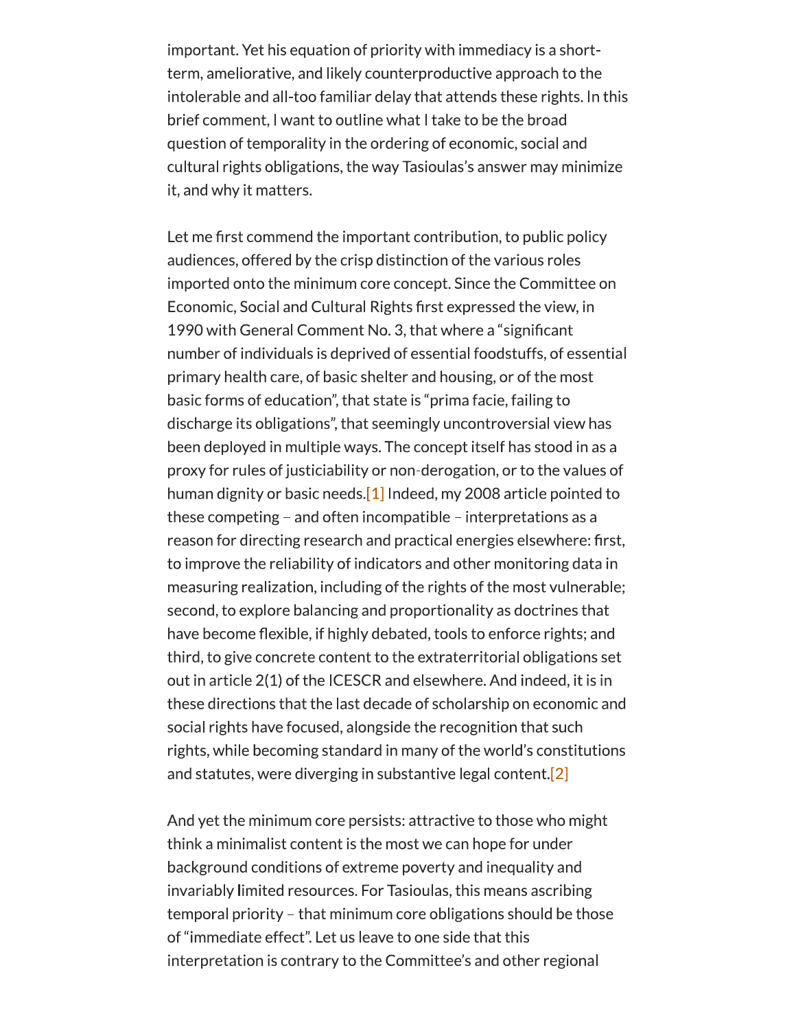important. Yet his equation of priority with immediacy is a short-term, ameliorative, and likely counterproductive approach to the intolerable and all-too familiar delay that attends these rights. In this brief comment, I want to outline what I take to be the broad question of temporality in the ordering of economic, social and cultural rights obligations, the way Tasioulas's answer may minimize it, and why it matters.

Let me first commend the important contribution, to public policy audiences, offered by the crisp distinction of the various roles imported onto the minimum core concept. Since the Committee on Economic, Social and Cultural Rights first expressed the view, in 1990 with General Comment No. 3, that where a "significant number of individuals is deprived of essential foodstuffs, of essential primary health care, of basic shelter and housing, or of the most basic forms of education", that state is "prima facie, failing to discharge its obligations", that seemingly uncontroversial view has been deployed in multiple ways. The concept itself has stood in as a proxy for rules of justiciability or non-derogation, or to the values of human dignity or basic needs.[1] Indeed, my 2008 article pointed to these competing – and often incompatible – interpretations as a reason for directing research and practical energies elsewhere: first, to improve the reliability of indicators and other monitoring data in measuring realization, including of the rights of the most vulnerable; second, to explore balancing and proportionality as doctrines that have become flexible, if highly debated, tools to enforce rights; and third, to give concrete content to the extraterritorial obligations set out in article 2(1) of the ICESCR and elsewhere. And indeed, it is in these directions that the last decade of scholarship on economic and social rights have focused, alongside the recognition that such rights, while becoming standard in many of the world's constitutions and statutes, were diverging in substantive legal content.[2]

And yet the minimum core persists: attractive to those who might think a minimalist content is the most we can hope for under background conditions of extreme poverty and inequality and invariably limited resources. For Tasioulas, this means ascribing temporal priority – that minimum core obligations should be those of "immediate effect". Let us leave to one side that this interpretation is contrary to the Committee's and other regional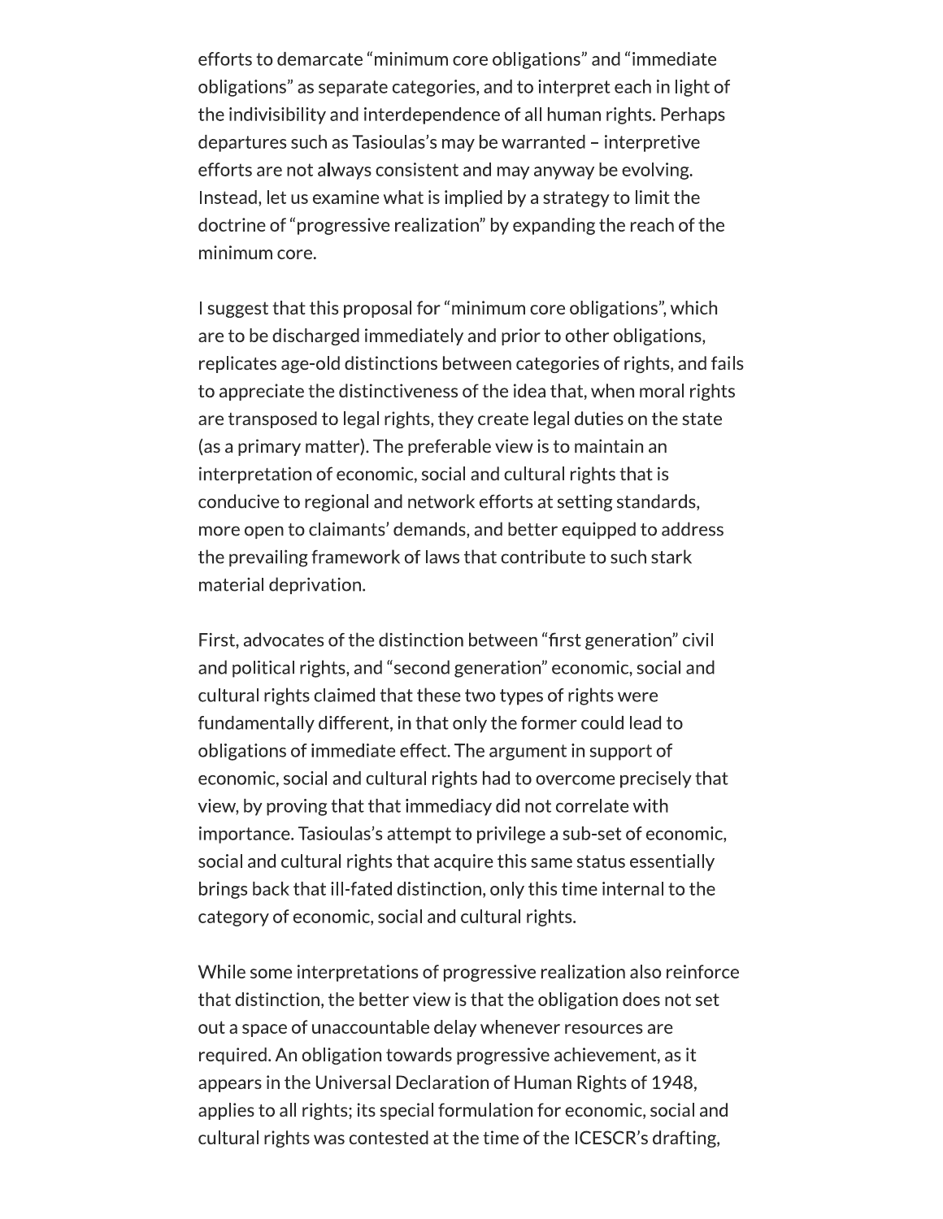efforts to demarcate "minimum core obligations" and "immediate obligations" as separate categories, and to interpret each in light of the indivisibility and interdependence of all human rights. Perhaps departures such as Tasioulas's may be warranted – interpretive efforts are not always consistent and may anyway be evolving. Instead, let us examine what is implied by a strategy to limit the doctrine of "progressive realization" by expanding the reach of the minimum core.

I suggest that this proposal for "minimum core obligations", which are to be discharged immediately and prior to other obligations, replicates age-old distinctions between categories of rights, and fails to appreciate the distinctiveness of the idea that, when moral rights are transposed to legal rights, they create legal duties on the state (as a primary matter). The preferable view is to maintain an interpretation of economic, social and cultural rights that is conducive to regional and network efforts at setting standards, more open to claimants' demands, and better equipped to address the prevailing framework of laws that contribute to such stark material deprivation.

First, advocates of the distinction between "first generation" civil and political rights, and "second generation" economic, social and cultural rights claimed that these two types of rights were fundamentally different, in that only the former could lead to obligations of immediate effect. The argument in support of economic, social and cultural rights had to overcome precisely that view, by proving that that immediacy did not correlate with importance. Tasioulas's attempt to privilege a sub-set of economic, social and cultural rights that acquire this same status essentially brings back that ill-fated distinction, only this time internal to the category of economic, social and cultural rights.

While some interpretations of progressive realization also reinforce that distinction, the better view is that the obligation does not set out a space of unaccountable delay whenever resources are required. An obligation towards progressive achievement, as it appears in the Universal Declaration of Human Rights of 1948, applies to all rights; its special formulation for economic, social and cultural rights was contested at the time of the ICESCR's drafting,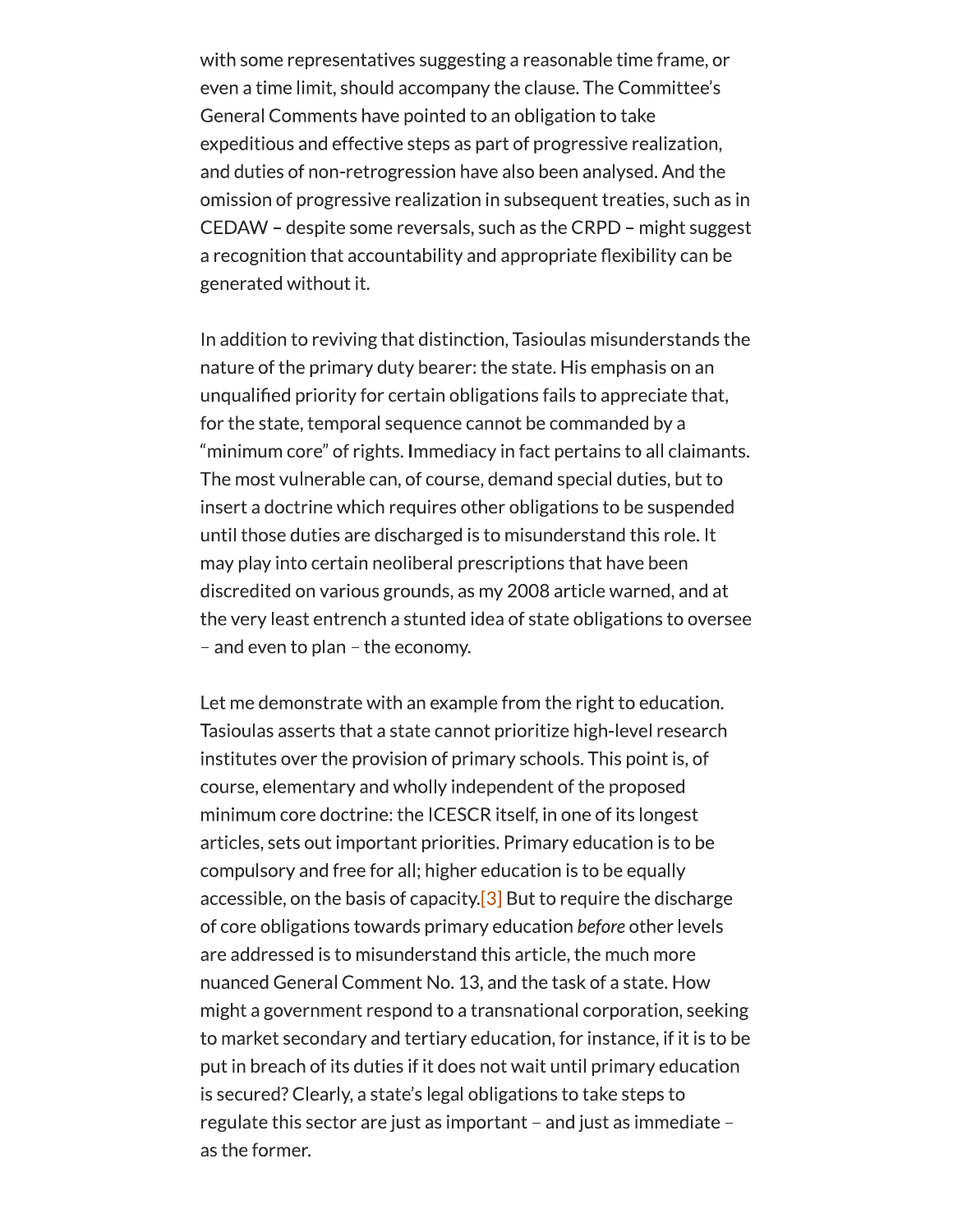with some representatives suggesting a reasonable time frame, or even a time limit, should accompany the clause. The Committee's General Comments have pointed to an obligation to take expeditious and effective steps as part of progressive realization, and duties of non-retrogression have also been analysed. And the omission of progressive realization in subsequent treaties, such as in CEDAW – despite some reversals, such as the CRPD – might suggest a recognition that accountability and appropriate flexibility can be generated without it.

In addition to reviving that distinction, Tasioulas misunderstands the nature of the primary duty bearer: the state. His emphasis on an unqualified priority for certain obligations fails to appreciate that, for the state, temporal sequence cannot be commanded by a "minimum core" of rights. Immediacy in fact pertains to all claimants. The most vulnerable can, of course, demand special duties, but to insert a doctrine which requires other obligations to be suspended until those duties are discharged is to misunderstand this role. It may play into certain neoliberal prescriptions that have been discredited on various grounds, as my 2008 article warned, and at the very least entrench a stunted idea of state obligations to oversee – and even to plan – the economy.

Let me demonstrate with an example from the right to education. Tasioulas asserts that a state cannot prioritize high-level research institutes over the provision of primary schools. This point is, of course, elementary and wholly independent of the proposed minimum core doctrine: the ICESCR itself, in one of its longest articles, sets out important priorities. Primary education is to be compulsory and free for all; higher education is to be equally accessible, on the basis of capacity.[3] But to require the discharge of core obligations towards primary education *before* other levels are addressed is to misunderstand this article, the much more nuanced General Comment No. 13, and the task of a state. How might a government respond to a transnational corporation, seeking to market secondary and tertiary education, for instance, if it is to be put in breach of its duties if it does not wait until primary education is secured? Clearly, a state's legal obligations to take steps to regulate this sector are just as important – and just as immediate – as the former.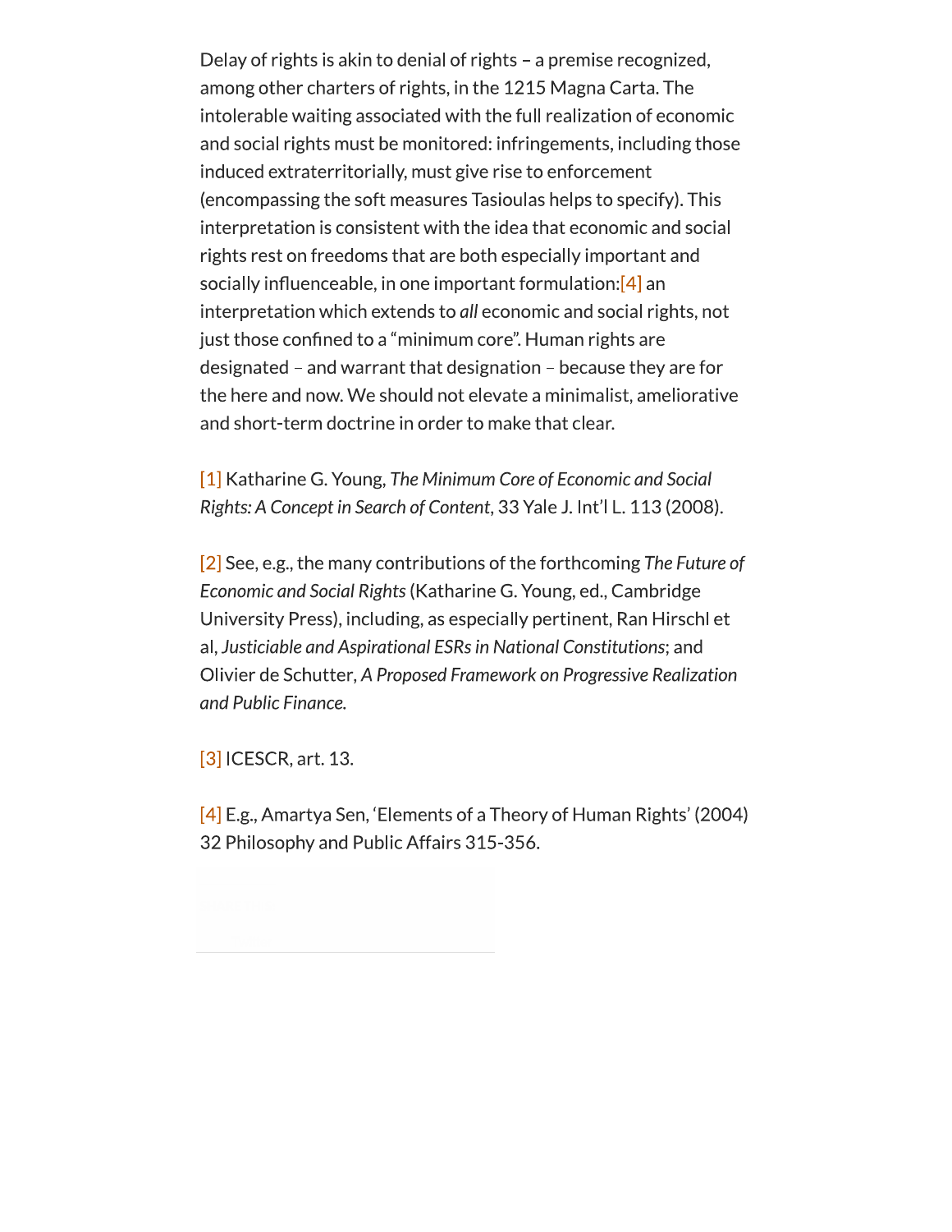Delay of rights is akin to denial of rights – a premise recognized, among other charters of rights, in the 1215 Magna Carta. The intolerable waiting associated with the full realization of economic and social rights must be monitored: infringements, including those induced extraterritorially, must give rise to enforcement (encompassing the soft measures Tasioulas helps to specify). This interpretation is consistent with the idea that economic and social rights rest on freedoms that are both especially important and socially influenceable, in one important formulation:[4] an interpretation which extends to *all* economic and social rights, not just those confined to a "minimum core". Human rights are designated – and warrant that designation – because they are for the here and now. We should not elevate a minimalist, ameliorative and short-term doctrine in order to make that clear.

[1] Katharine G. Young, *The Minimum Core of Economic and Social Rights: A Concept in Search of Content*, 33 Yale J. Int'l L. 113 (2008).

[2] See, e.g., the many contributions of the forthcoming *The Future of Economic and Social Rights* (Katharine G. Young, ed., Cambridge University Press), including, as especially pertinent, Ran Hirschl et al, *Justiciable and Aspirational ESRs in National Constitutions*; and Olivier de Schutter, *A Proposed Framework on Progressive Realization and Public Finance.*

[3] ICESCR, art. 13.

[4] E.g., Amartya Sen, 'Elements of a Theory of Human Rights' (2004) 32 Philosophy and Public Affairs 315-356.